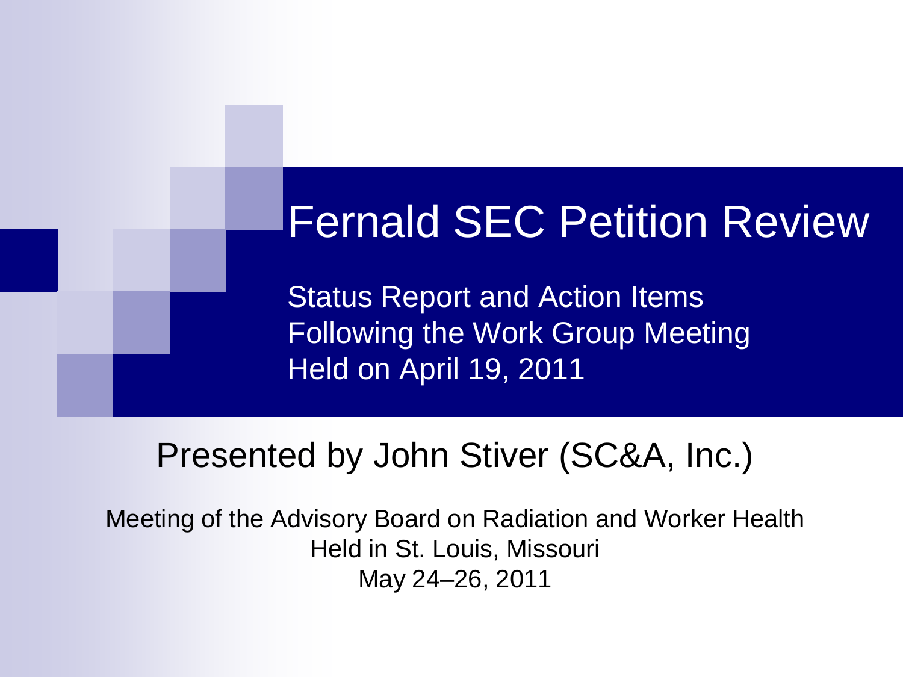# Fernald SEC Petition Review

Status Report and Action Items Following the Work Group Meeting Held on April 19, 2011

## Presented by John Stiver (SC&A, Inc.)

Meeting of the Advisory Board on Radiation and Worker Health
Held in St. Louis, Missouri
May 24–26, 2011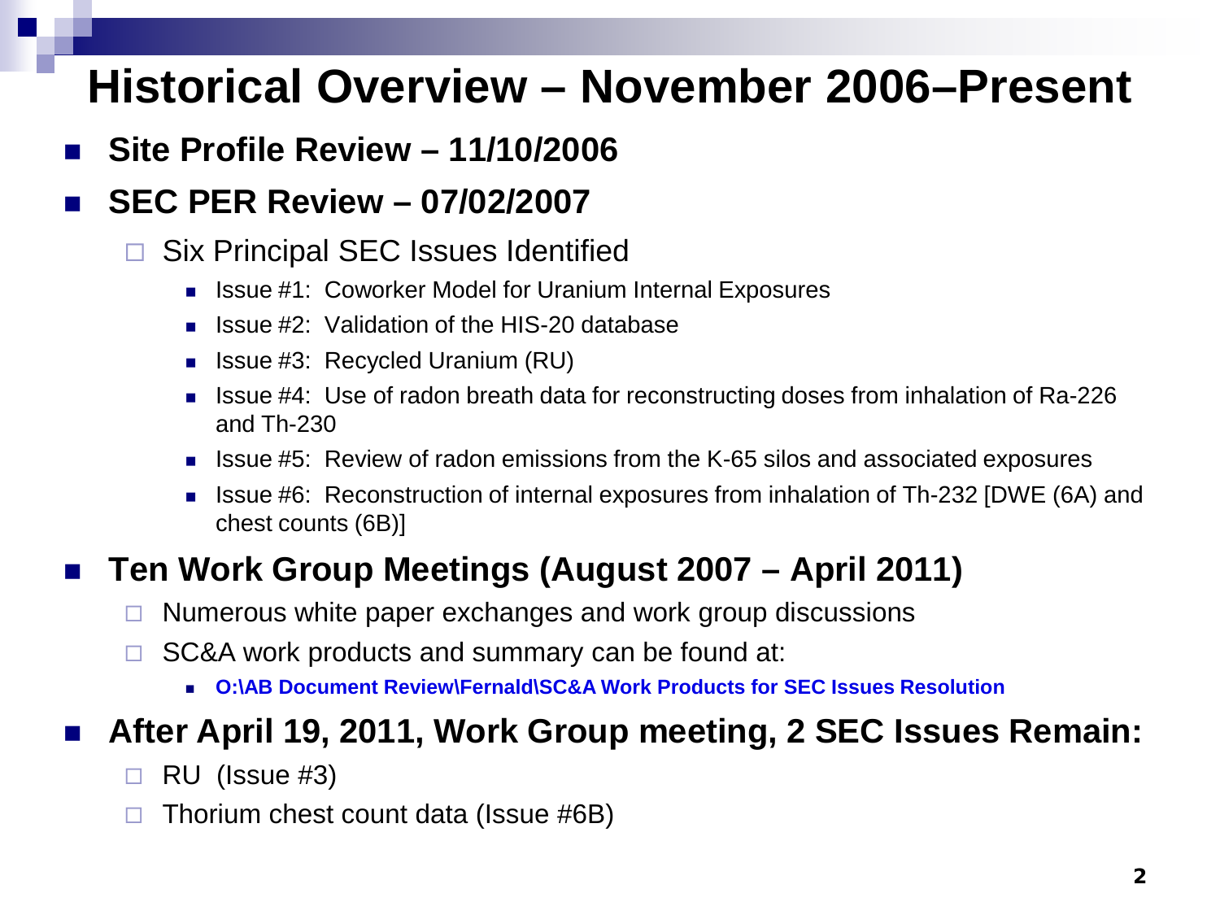# Historical Overview – November 2006–Present

- **Site Profile Review – 11/10/2006**
- **SEC PER Review – 07/02/2007**
  - Six Principal SEC Issues Identified
    - Issue #1: Coworker Model for Uranium Internal Exposures
    - Issue #2: Validation of the HIS-20 database
    - Issue #3: Recycled Uranium (RU)
    - Issue #4: Use of radon breath data for reconstructing doses from inhalation of Ra-226 and Th-230
    - Issue #5: Review of radon emissions from the K-65 silos and associated exposures
    - Issue #6: Reconstruction of internal exposures from inhalation of Th-232 [DWE (6A) and chest counts (6B)]
- **Ten Work Group Meetings (August 2007 – April 2011)**
  - Numerous white paper exchanges and work group discussions
  - SC&A work products and summary can be found at:
    - **O:\AB Document Review\Fernald\SC&A Work Products for SEC Issues Resolution**
- **After April 19, 2011, Work Group meeting, 2 SEC Issues Remain:**
  - RU (Issue #3)
  - Thorium chest count data (Issue #6B)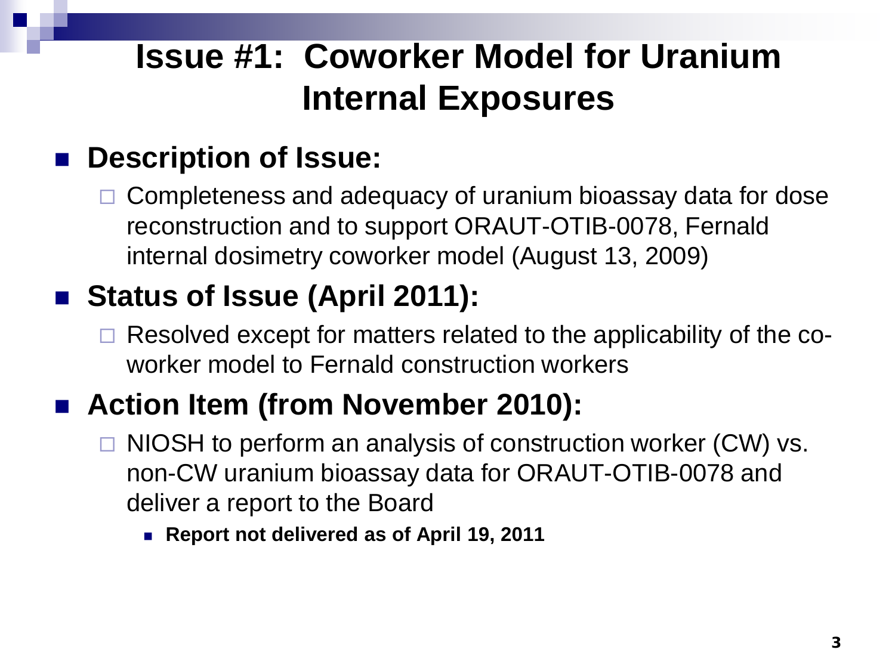# Issue #1: Coworker Model for Uranium Internal Exposures

- **Description of Issue:**
  - Completeness and adequacy of uranium bioassay data for dose reconstruction and to support ORAUT-OTIB-0078, Fernald internal dosimetry coworker model (August 13, 2009)
- **Status of Issue (April 2011):**
  - Resolved except for matters related to the applicability of the co-worker model to Fernald construction workers
- **Action Item (from November 2010):**
  - NIOSH to perform an analysis of construction worker (CW) vs. non-CW uranium bioassay data for ORAUT-OTIB-0078 and deliver a report to the Board
    - **Report not delivered as of April 19, 2011**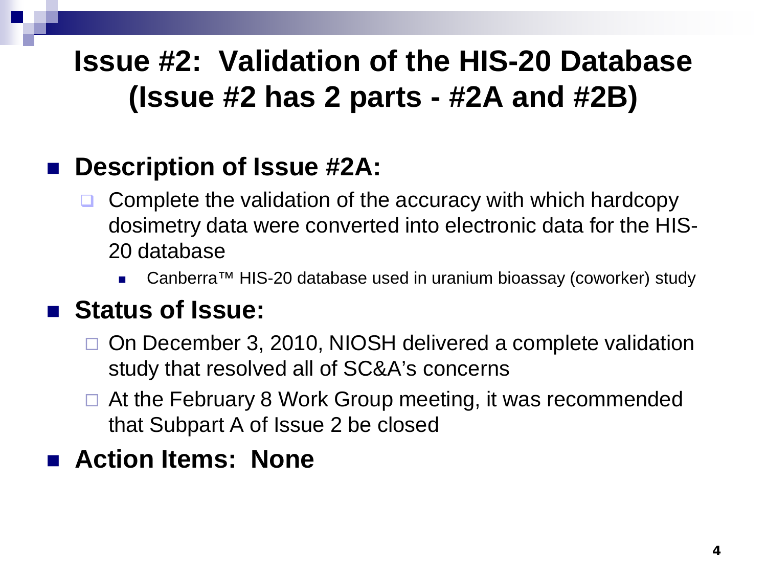# Issue #2: Validation of the HIS-20 Database (Issue #2 has 2 parts - #2A and #2B)

- **Description of Issue #2A:**
  - Complete the validation of the accuracy with which hardcopy dosimetry data were converted into electronic data for the HIS-20 database
    - Canberra™ HIS-20 database used in uranium bioassay (coworker) study
- **Status of Issue:**
  - On December 3, 2010, NIOSH delivered a complete validation study that resolved all of SC&A's concerns
  - At the February 8 Work Group meeting, it was recommended that Subpart A of Issue 2 be closed
- **Action Items: None**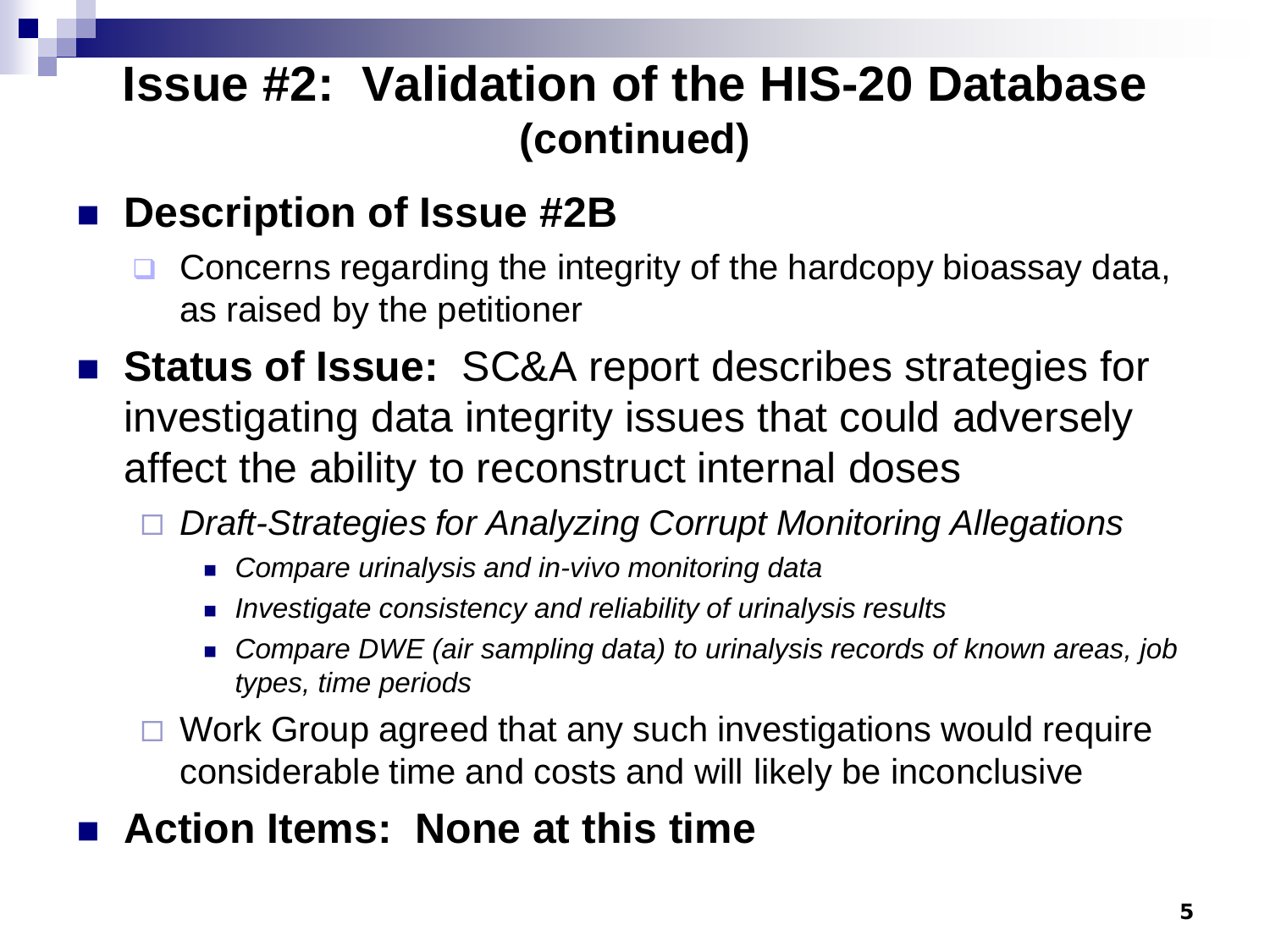# Issue #2: Validation of the HIS-20 Database (continued)

- **Description of Issue #2B**
  - Concerns regarding the integrity of the hardcopy bioassay data, as raised by the petitioner
- **Status of Issue:** SC&A report describes strategies for investigating data integrity issues that could adversely affect the ability to reconstruct internal doses
  - *Draft-Strategies for Analyzing Corrupt Monitoring Allegations*
    - *Compare urinalysis and in-vivo monitoring data*
    - *Investigate consistency and reliability of urinalysis results*
    - *Compare DWE (air sampling data) to urinalysis records of known areas, job types, time periods*
  - Work Group agreed that any such investigations would require considerable time and costs and will likely be inconclusive
- **Action Items: None at this time**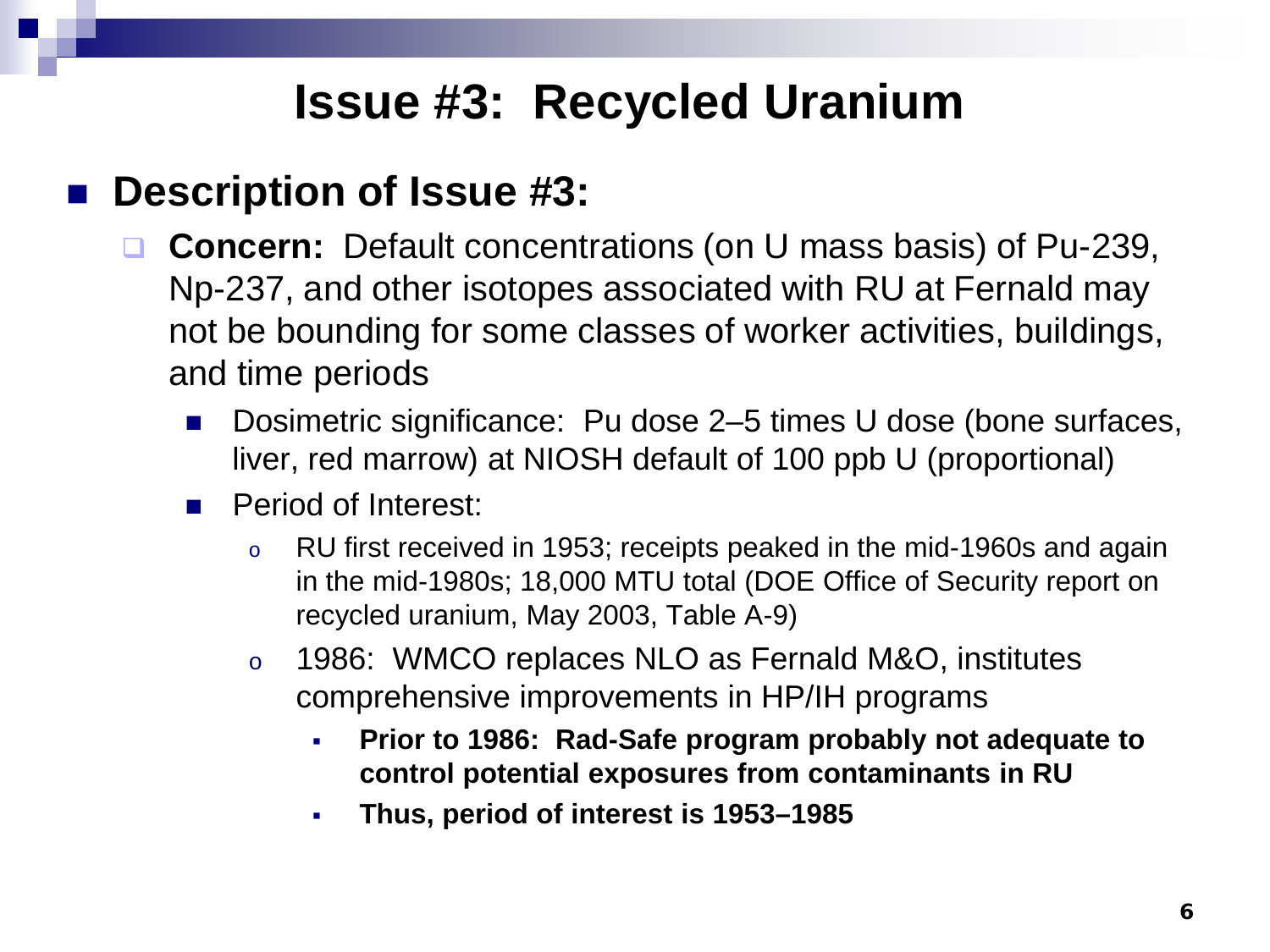# Issue #3: Recycled Uranium

- **Description of Issue #3:**
  - **Concern:** Default concentrations (on U mass basis) of Pu-239, Np-237, and other isotopes associated with RU at Fernald may not be bounding for some classes of worker activities, buildings, and time periods
    - Dosimetric significance: Pu dose 2–5 times U dose (bone surfaces, liver, red marrow) at NIOSH default of 100 ppb U (proportional)
    - Period of Interest:
      - RU first received in 1953; receipts peaked in the mid-1960s and again in the mid-1980s; 18,000 MTU total (DOE Office of Security report on recycled uranium, May 2003, Table A-9)
      - 1986: WMCO replaces NLO as Fernald M&O, institutes comprehensive improvements in HP/IH programs
        - **Prior to 1986: Rad-Safe program probably not adequate to control potential exposures from contaminants in RU**
        - **Thus, period of interest is 1953–1985**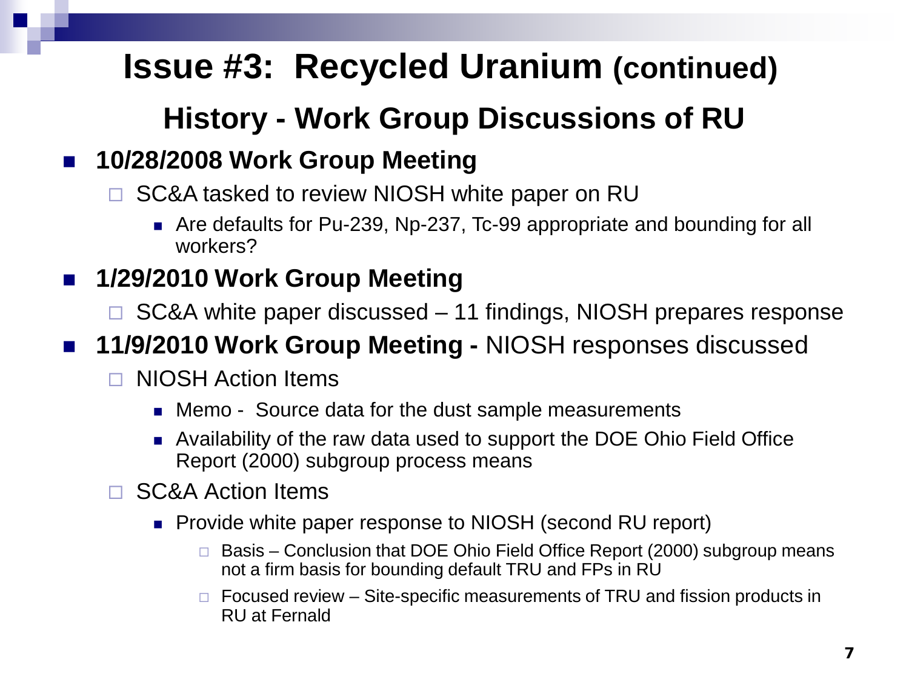# Issue #3: Recycled Uranium (continued)

## History - Work Group Discussions of RU

- **10/28/2008 Work Group Meeting**
  - SC&A tasked to review NIOSH white paper on RU
    - Are defaults for Pu-239, Np-237, Tc-99 appropriate and bounding for all workers?
- **1/29/2010 Work Group Meeting**
  - SC&A white paper discussed – 11 findings, NIOSH prepares response
- **11/9/2010 Work Group Meeting -** NIOSH responses discussed
  - NIOSH Action Items
    - Memo - Source data for the dust sample measurements
    - Availability of the raw data used to support the DOE Ohio Field Office Report (2000) subgroup process means
  - SC&A Action Items
    - Provide white paper response to NIOSH (second RU report)
      - Basis – Conclusion that DOE Ohio Field Office Report (2000) subgroup means not a firm basis for bounding default TRU and FPs in RU
      - Focused review – Site-specific measurements of TRU and fission products in RU at Fernald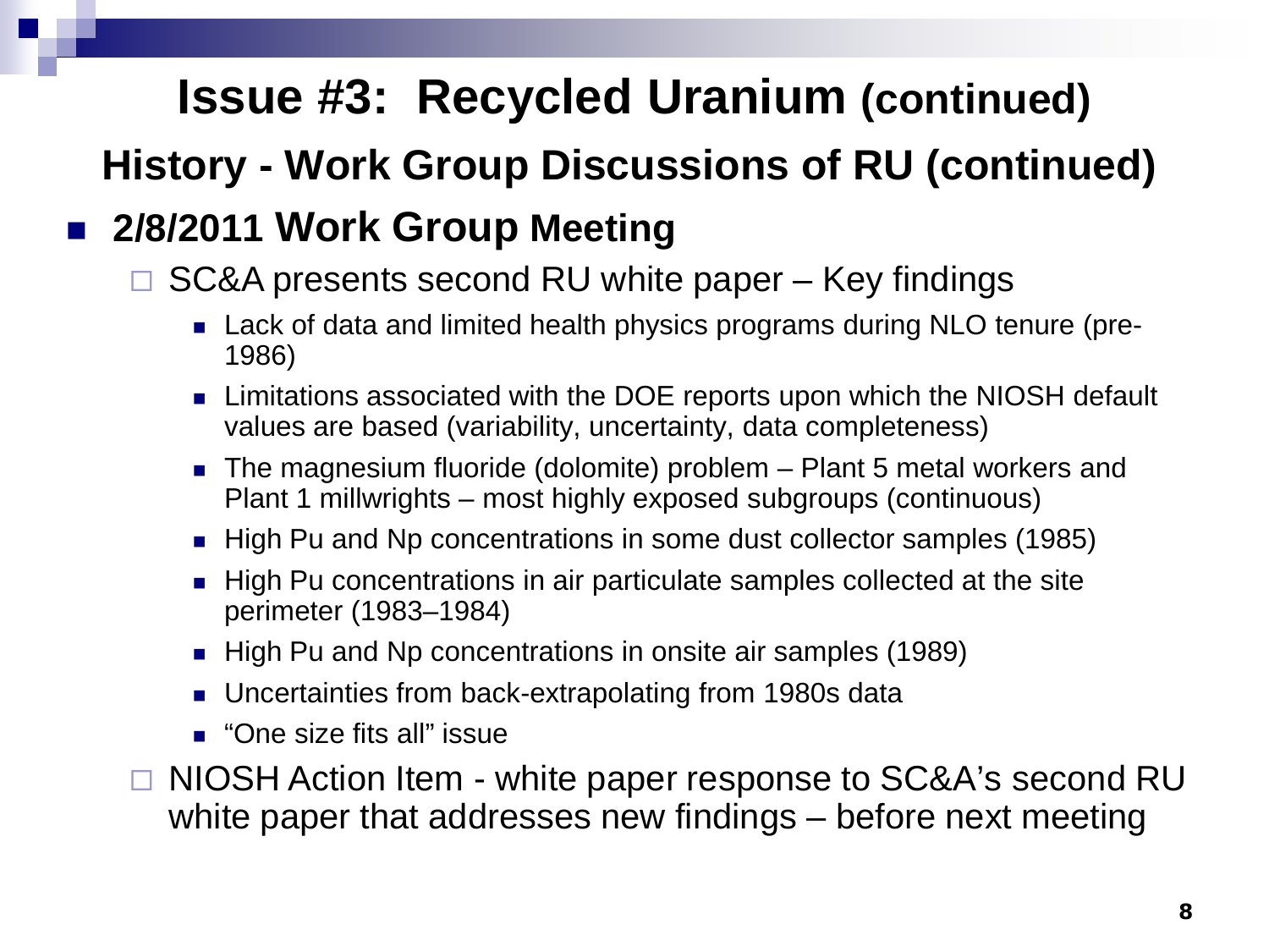# Issue #3: Recycled Uranium (continued)

## History - Work Group Discussions of RU (continued)

- **2/8/2011 Work Group Meeting**
  - SC&A presents second RU white paper – Key findings
    - Lack of data and limited health physics programs during NLO tenure (pre-1986)
    - Limitations associated with the DOE reports upon which the NIOSH default values are based (variability, uncertainty, data completeness)
    - The magnesium fluoride (dolomite) problem – Plant 5 metal workers and Plant 1 millwrights – most highly exposed subgroups (continuous)
    - High Pu and Np concentrations in some dust collector samples (1985)
    - High Pu concentrations in air particulate samples collected at the site perimeter (1983–1984)
    - High Pu and Np concentrations in onsite air samples (1989)
    - Uncertainties from back-extrapolating from 1980s data
    - "One size fits all" issue
  - NIOSH Action Item - white paper response to SC&A's second RU white paper that addresses new findings – before next meeting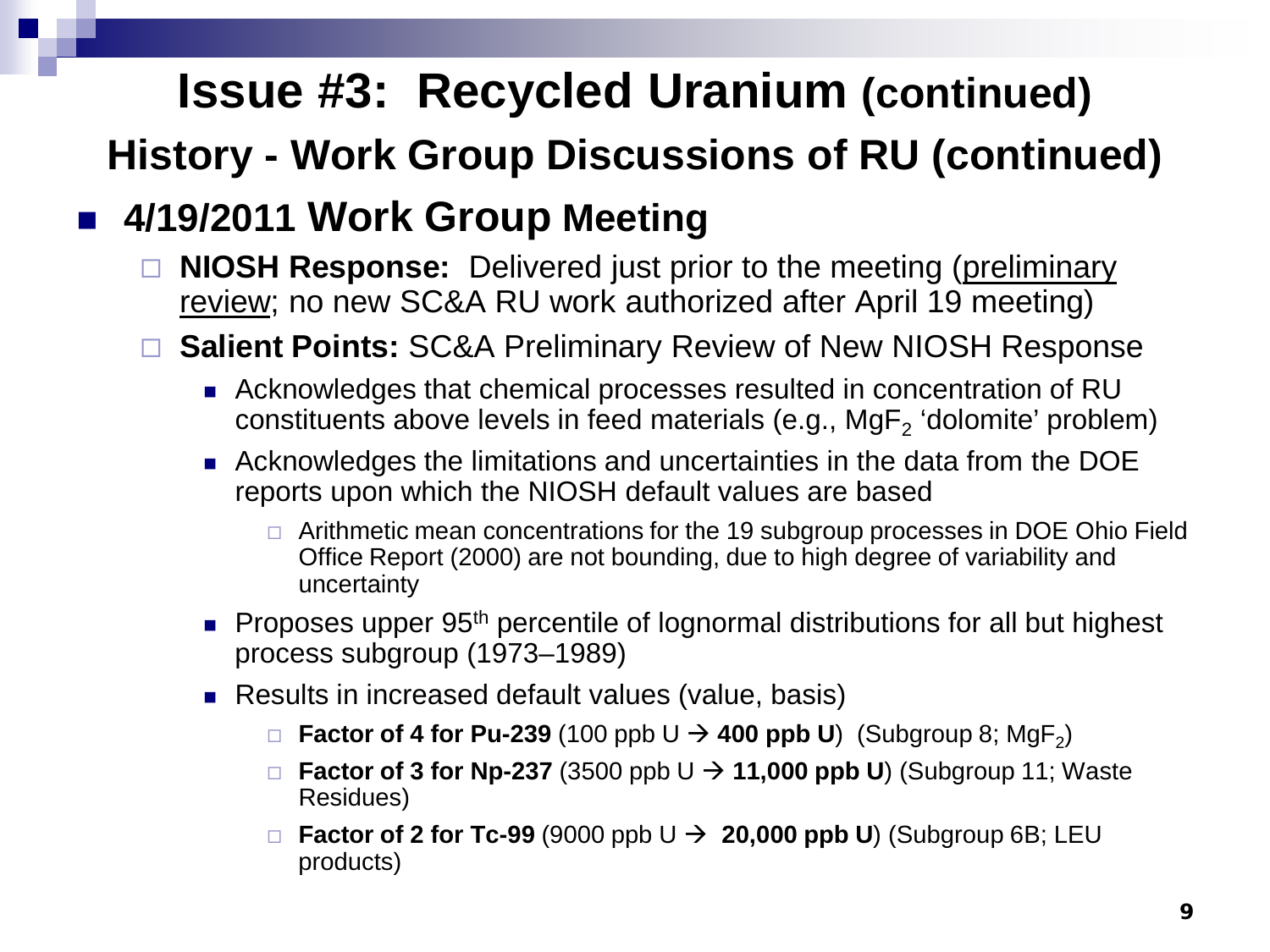# Issue #3: Recycled Uranium (continued)

## History - Work Group Discussions of RU (continued)

- **4/19/2011 Work Group Meeting**
  - **NIOSH Response:** Delivered just prior to the meeting (preliminary review; no new SC&A RU work authorized after April 19 meeting)
  - **Salient Points:** SC&A Preliminary Review of New NIOSH Response
    - Acknowledges that chemical processes resulted in concentration of RU constituents above levels in feed materials (e.g., $MgF_2$ 'dolomite' problem)
    - Acknowledges the limitations and uncertainties in the data from the DOE reports upon which the NIOSH default values are based
      - Arithmetic mean concentrations for the 19 subgroup processes in DOE Ohio Field Office Report (2000) are not bounding, due to high degree of variability and uncertainty
    - Proposes upper 95$^{th}$ percentile of lognormal distributions for all but highest process subgroup (1973–1989)
    - Results in increased default values (value, basis)
      - **Factor of 4 for Pu-239** (100 ppb U → **400 ppb U**) (Subgroup 8; $MgF_2$)
      - **Factor of 3 for Np-237** (3500 ppb U → **11,000 ppb U**) (Subgroup 11; Waste Residues)
      - **Factor of 2 for Tc-99** (9000 ppb U → **20,000 ppb U**) (Subgroup 6B; LEU products)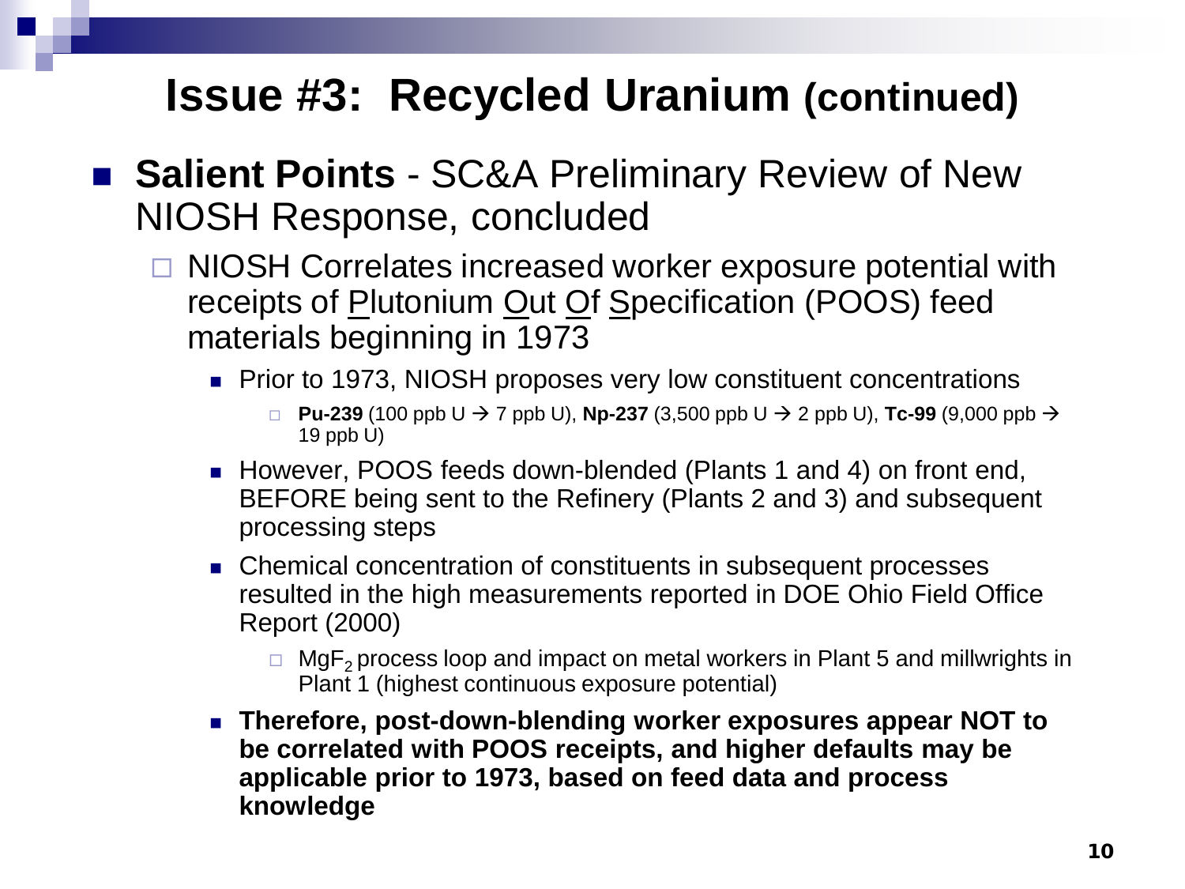# Issue #3: Recycled Uranium (continued)

- **Salient Points** - SC&A Preliminary Review of New NIOSH Response, concluded
  - NIOSH Correlates increased worker exposure potential with receipts of Plutonium Out Of Specification (POOS) feed materials beginning in 1973
    - Prior to 1973, NIOSH proposes very low constituent concentrations
      - **Pu-239** (100 ppb U → 7 ppb U), **Np-237** (3,500 ppb U → 2 ppb U), **Tc-99** (9,000 ppb → 19 ppb U)
    - However, POOS feeds down-blended (Plants 1 and 4) on front end, BEFORE being sent to the Refinery (Plants 2 and 3) and subsequent processing steps
    - Chemical concentration of constituents in subsequent processes resulted in the high measurements reported in DOE Ohio Field Office Report (2000)
      - $MgF_2$ process loop and impact on metal workers in Plant 5 and millwrights in Plant 1 (highest continuous exposure potential)
    - **Therefore, post-down-blending worker exposures appear NOT to be correlated with POOS receipts, and higher defaults may be applicable prior to 1973, based on feed data and process knowledge**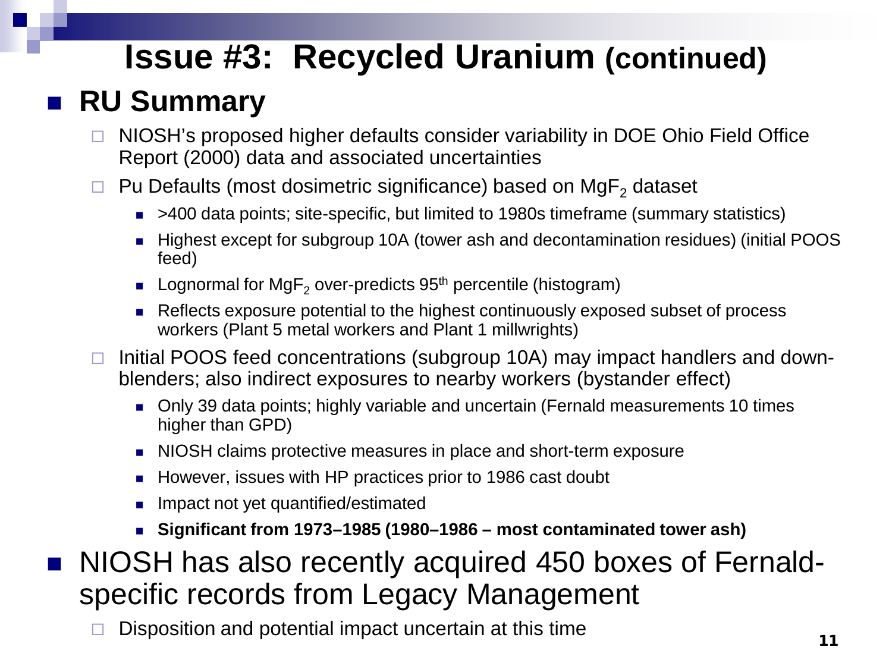# Issue #3: Recycled Uranium (continued)

- **RU Summary**
  - NIOSH's proposed higher defaults consider variability in DOE Ohio Field Office Report (2000) data and associated uncertainties
  - Pu Defaults (most dosimetric significance) based on $MgF_2$ dataset
    - >400 data points; site-specific, but limited to 1980s timeframe (summary statistics)
    - Highest except for subgroup 10A (tower ash and decontamination residues) (initial POOS feed)
    - Lognormal for $MgF_2$ over-predicts $95^{th}$ percentile (histogram)
    - Reflects exposure potential to the highest continuously exposed subset of process workers (Plant 5 metal workers and Plant 1 millwrights)
  - Initial POOS feed concentrations (subgroup 10A) may impact handlers and down-blenders; also indirect exposures to nearby workers (bystander effect)
    - Only 39 data points; highly variable and uncertain (Fernald measurements 10 times higher than GPD)
    - NIOSH claims protective measures in place and short-term exposure
    - However, issues with HP practices prior to 1986 cast doubt
    - Impact not yet quantified/estimated
    - **Significant from 1973–1985 (1980–1986 – most contaminated tower ash)**
- NIOSH has also recently acquired 450 boxes of Fernald-specific records from Legacy Management
  - Disposition and potential impact uncertain at this time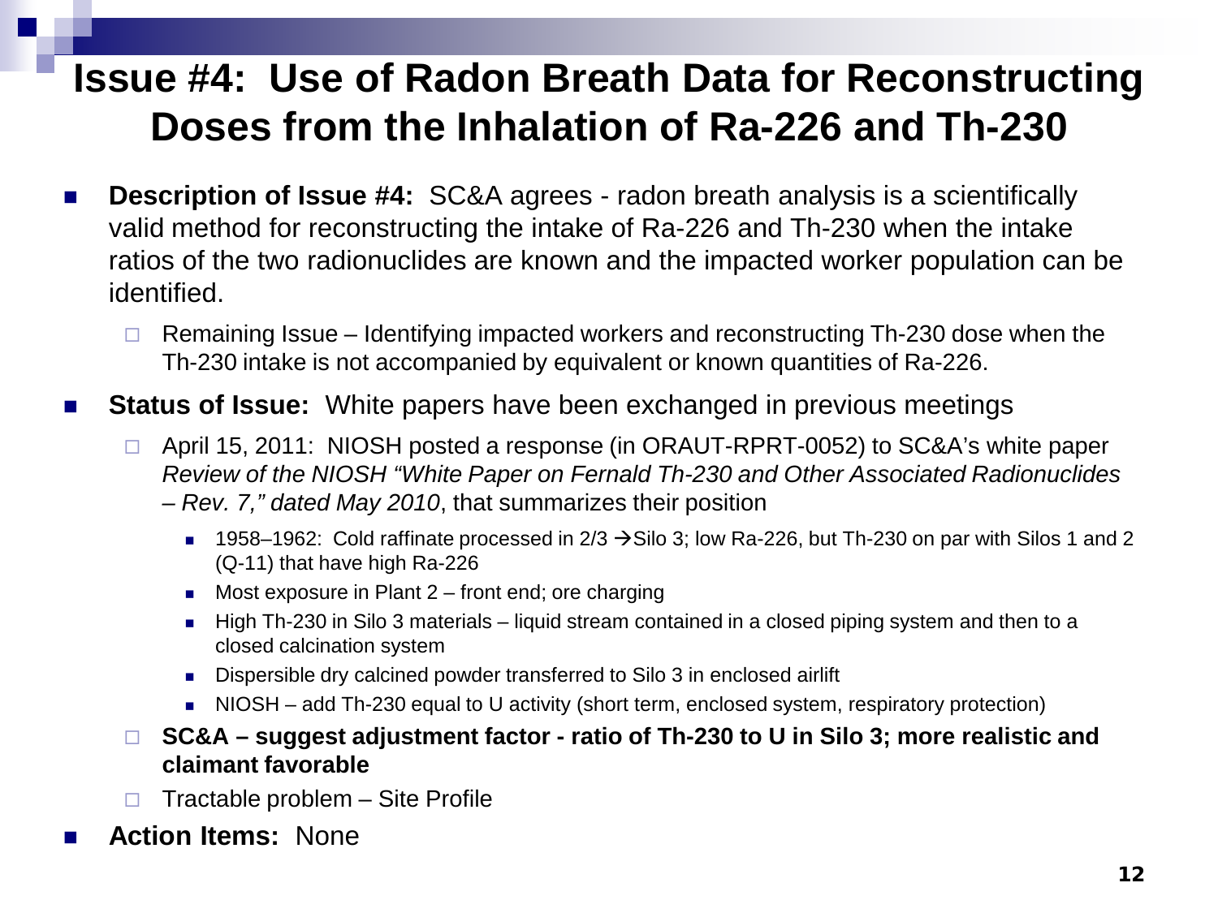# Issue #4: Use of Radon Breath Data for Reconstructing Doses from the Inhalation of Ra-226 and Th-230

- **Description of Issue #4:** SC&A agrees - radon breath analysis is a scientifically valid method for reconstructing the intake of Ra-226 and Th-230 when the intake ratios of the two radionuclides are known and the impacted worker population can be identified.
  - Remaining Issue – Identifying impacted workers and reconstructing Th-230 dose when the Th-230 intake is not accompanied by equivalent or known quantities of Ra-226.
- **Status of Issue:** White papers have been exchanged in previous meetings
  - April 15, 2011: NIOSH posted a response (in ORAUT-RPRT-0052) to SC&A's white paper *Review of the NIOSH "White Paper on Fernald Th-230 and Other Associated Radionuclides – Rev. 7," dated May 2010*, that summarizes their position
    - 1958–1962: Cold raffinate processed in 2/3 → Silo 3; low Ra-226, but Th-230 on par with Silos 1 and 2 (Q-11) that have high Ra-226
    - Most exposure in Plant 2 – front end; ore charging
    - High Th-230 in Silo 3 materials – liquid stream contained in a closed piping system and then to a closed calcination system
    - Dispersible dry calcined powder transferred to Silo 3 in enclosed airlift
    - NIOSH – add Th-230 equal to U activity (short term, enclosed system, respiratory protection)
  - **SC&A – suggest adjustment factor - ratio of Th-230 to U in Silo 3; more realistic and claimant favorable**
  - Tractable problem – Site Profile
- **Action Items:** None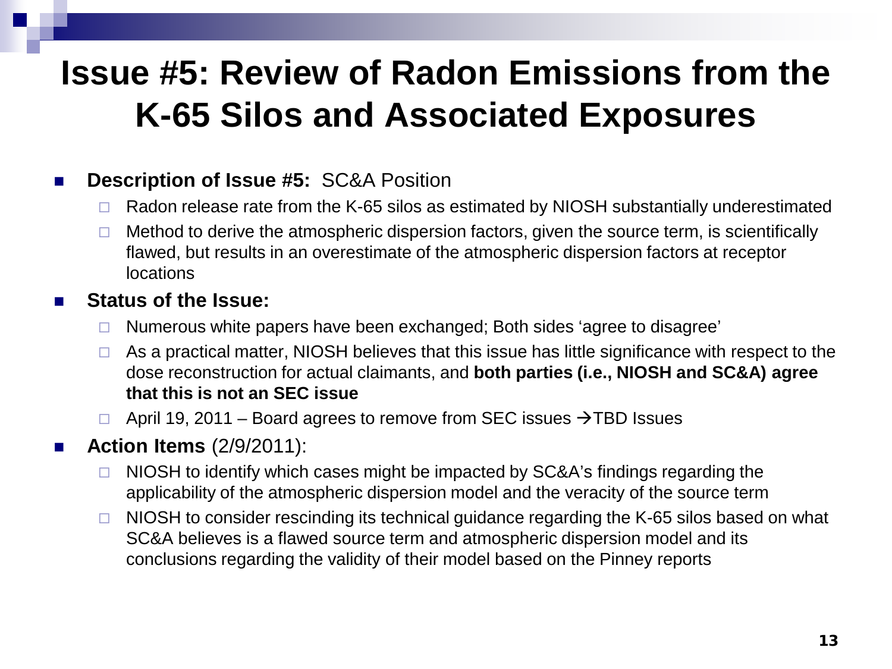# Issue #5: Review of Radon Emissions from the K-65 Silos and Associated Exposures

- **Description of Issue #5:** SC&A Position
  - Radon release rate from the K-65 silos as estimated by NIOSH substantially underestimated
  - Method to derive the atmospheric dispersion factors, given the source term, is scientifically flawed, but results in an overestimate of the atmospheric dispersion factors at receptor locations
- **Status of the Issue:**
  - Numerous white papers have been exchanged; Both sides 'agree to disagree'
  - As a practical matter, NIOSH believes that this issue has little significance with respect to the dose reconstruction for actual claimants, and **both parties (i.e., NIOSH and SC&A) agree that this is not an SEC issue**
  - April 19, 2011 – Board agrees to remove from SEC issues → TBD Issues
- **Action Items** (2/9/2011):
  - NIOSH to identify which cases might be impacted by SC&A's findings regarding the applicability of the atmospheric dispersion model and the veracity of the source term
  - NIOSH to consider rescinding its technical guidance regarding the K-65 silos based on what SC&A believes is a flawed source term and atmospheric dispersion model and its conclusions regarding the validity of their model based on the Pinney reports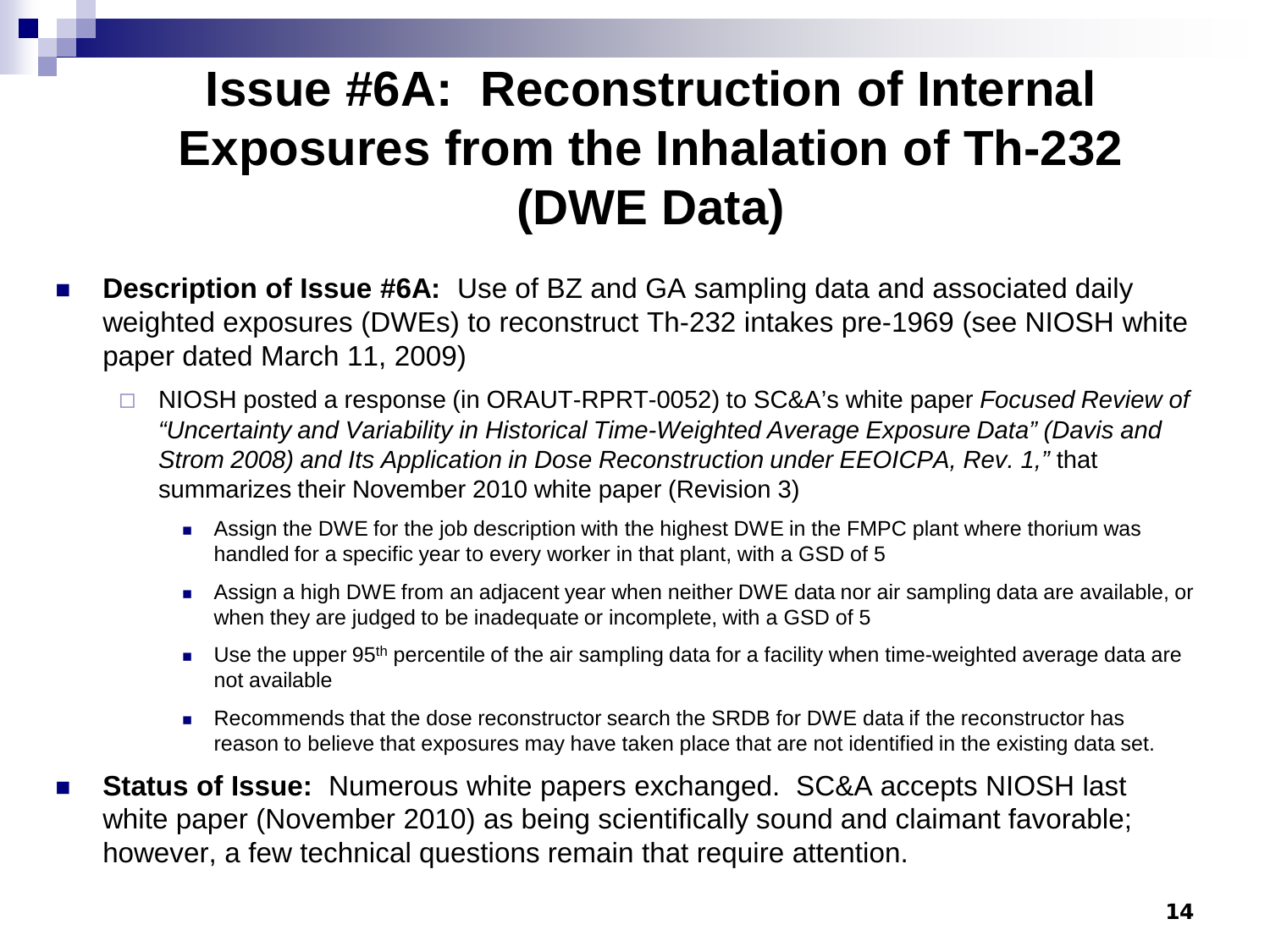# Issue #6A: Reconstruction of Internal Exposures from the Inhalation of Th-232 (DWE Data)

- **Description of Issue #6A:** Use of BZ and GA sampling data and associated daily weighted exposures (DWEs) to reconstruct Th-232 intakes pre-1969 (see NIOSH white paper dated March 11, 2009)
  - NIOSH posted a response (in ORAUT-RPRT-0052) to SC&A's white paper *Focused Review of "Uncertainty and Variability in Historical Time-Weighted Average Exposure Data" (Davis and Strom 2008) and Its Application in Dose Reconstruction under EEOICPA, Rev. 1,"* that summarizes their November 2010 white paper (Revision 3)
    - Assign the DWE for the job description with the highest DWE in the FMPC plant where thorium was handled for a specific year to every worker in that plant, with a GSD of 5
    - Assign a high DWE from an adjacent year when neither DWE data nor air sampling data are available, or when they are judged to be inadequate or incomplete, with a GSD of 5
    - Use the upper 95$^{th}$ percentile of the air sampling data for a facility when time-weighted average data are not available
    - Recommends that the dose reconstructor search the SRDB for DWE data if the reconstructor has reason to believe that exposures may have taken place that are not identified in the existing data set.
- **Status of Issue:** Numerous white papers exchanged. SC&A accepts NIOSH last white paper (November 2010) as being scientifically sound and claimant favorable; however, a few technical questions remain that require attention.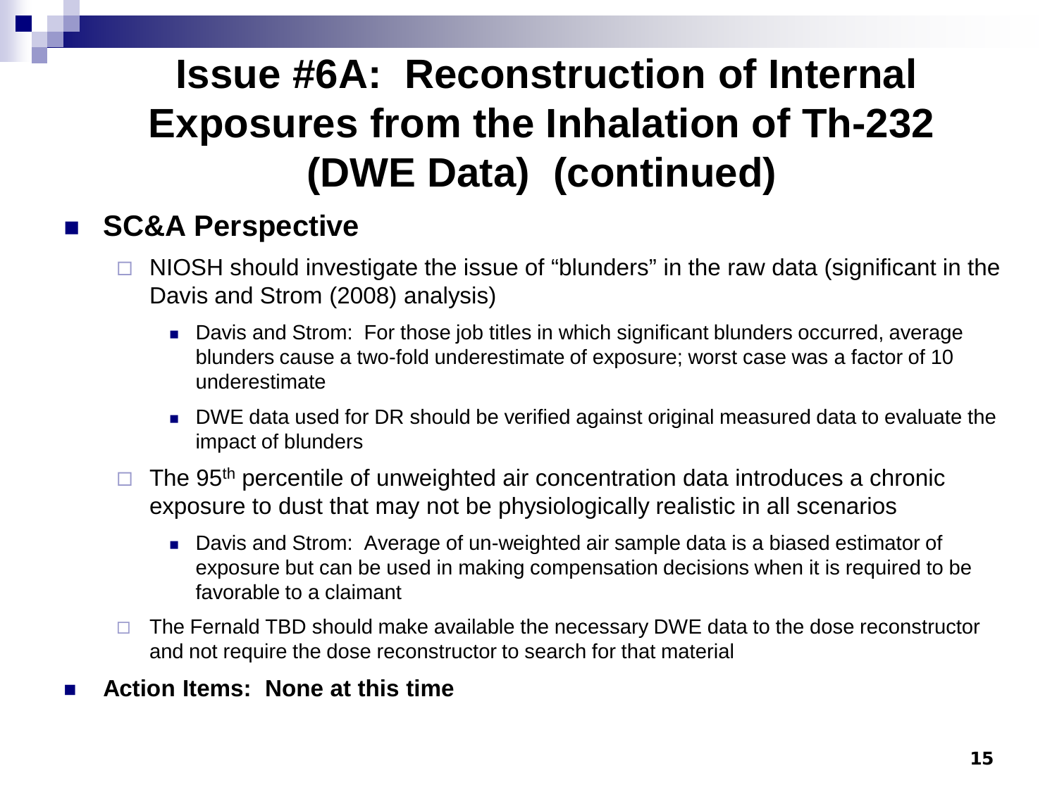# Issue #6A: Reconstruction of Internal Exposures from the Inhalation of Th-232 (DWE Data) (continued)

- **SC&A Perspective**
  - NIOSH should investigate the issue of "blunders" in the raw data (significant in the Davis and Strom (2008) analysis)
    - Davis and Strom: For those job titles in which significant blunders occurred, average blunders cause a two-fold underestimate of exposure; worst case was a factor of 10 underestimate
    - DWE data used for DR should be verified against original measured data to evaluate the impact of blunders
  - The 95$^{th}$ percentile of unweighted air concentration data introduces a chronic exposure to dust that may not be physiologically realistic in all scenarios
    - Davis and Strom: Average of un-weighted air sample data is a biased estimator of exposure but can be used in making compensation decisions when it is required to be favorable to a claimant
  - The Fernald TBD should make available the necessary DWE data to the dose reconstructor and not require the dose reconstructor to search for that material
- **Action Items: None at this time**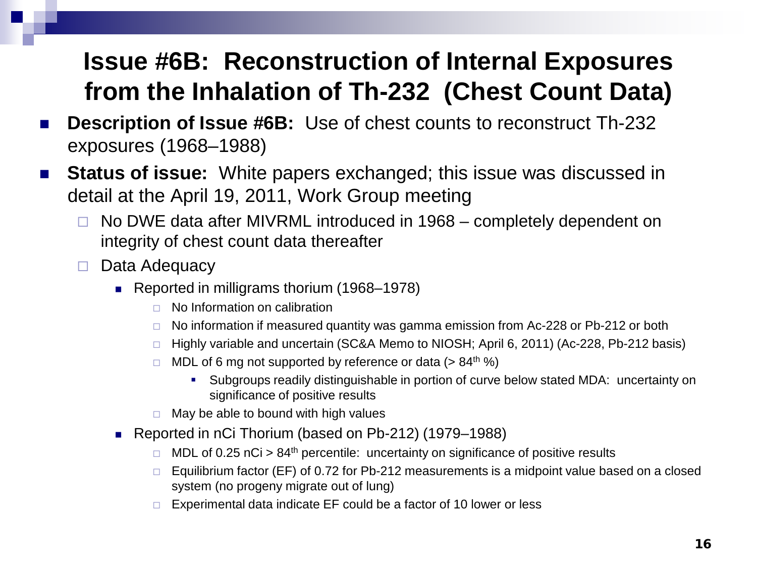# Issue #6B: Reconstruction of Internal Exposures from the Inhalation of Th-232 (Chest Count Data)

- **Description of Issue #6B:** Use of chest counts to reconstruct Th-232 exposures (1968–1988)
- **Status of issue:** White papers exchanged; this issue was discussed in detail at the April 19, 2011, Work Group meeting
  - No DWE data after MIVRML introduced in 1968 – completely dependent on integrity of chest count data thereafter
  - Data Adequacy
    - Reported in milligrams thorium (1968–1978)
      - No Information on calibration
      - No information if measured quantity was gamma emission from Ac-228 or Pb-212 or both
      - Highly variable and uncertain (SC&A Memo to NIOSH; April 6, 2011) (Ac-228, Pb-212 basis)
      - MDL of 6 mg not supported by reference or data (> $84^{th}$ %)
        - Subgroups readily distinguishable in portion of curve below stated MDA: uncertainty on significance of positive results
      - May be able to bound with high values
    - Reported in nCi Thorium (based on Pb-212) (1979–1988)
      - MDL of 0.25 nCi > $84^{th}$ percentile: uncertainty on significance of positive results
      - Equilibrium factor (EF) of 0.72 for Pb-212 measurements is a midpoint value based on a closed system (no progeny migrate out of lung)
      - Experimental data indicate EF could be a factor of 10 lower or less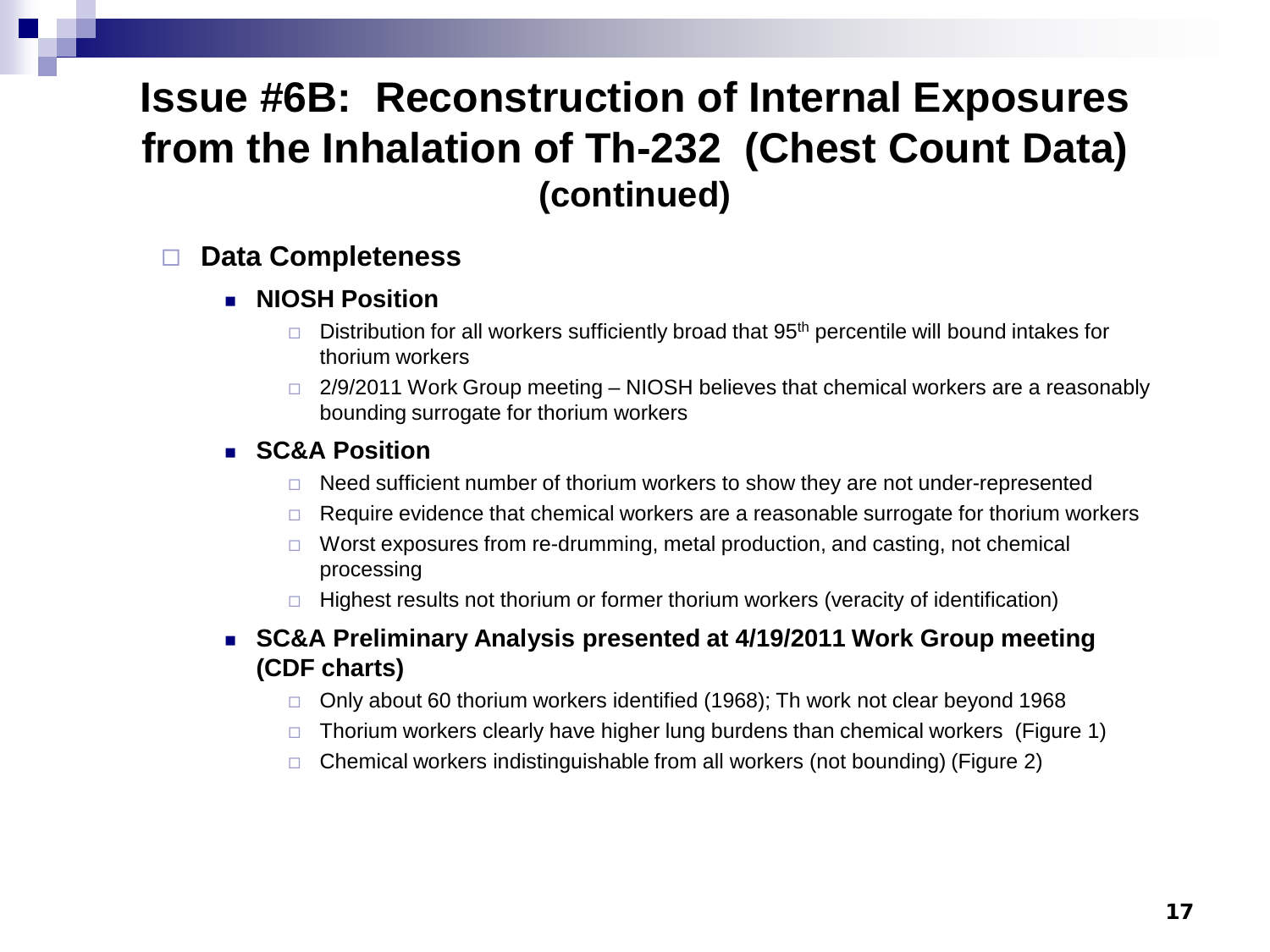# Issue #6B: Reconstruction of Internal Exposures from the Inhalation of Th-232 (Chest Count Data) (continued)

- **Data Completeness**
  - **NIOSH Position**
    - Distribution for all workers sufficiently broad that 95th percentile will bound intakes for thorium workers
    - 2/9/2011 Work Group meeting – NIOSH believes that chemical workers are a reasonably bounding surrogate for thorium workers
  - **SC&A Position**
    - Need sufficient number of thorium workers to show they are not under-represented
    - Require evidence that chemical workers are a reasonable surrogate for thorium workers
    - Worst exposures from re-drumming, metal production, and casting, not chemical processing
    - Highest results not thorium or former thorium workers (veracity of identification)
  - **SC&A Preliminary Analysis presented at 4/19/2011 Work Group meeting (CDF charts)**
    - Only about 60 thorium workers identified (1968); Th work not clear beyond 1968
    - Thorium workers clearly have higher lung burdens than chemical workers (Figure 1)
    - Chemical workers indistinguishable from all workers (not bounding) (Figure 2)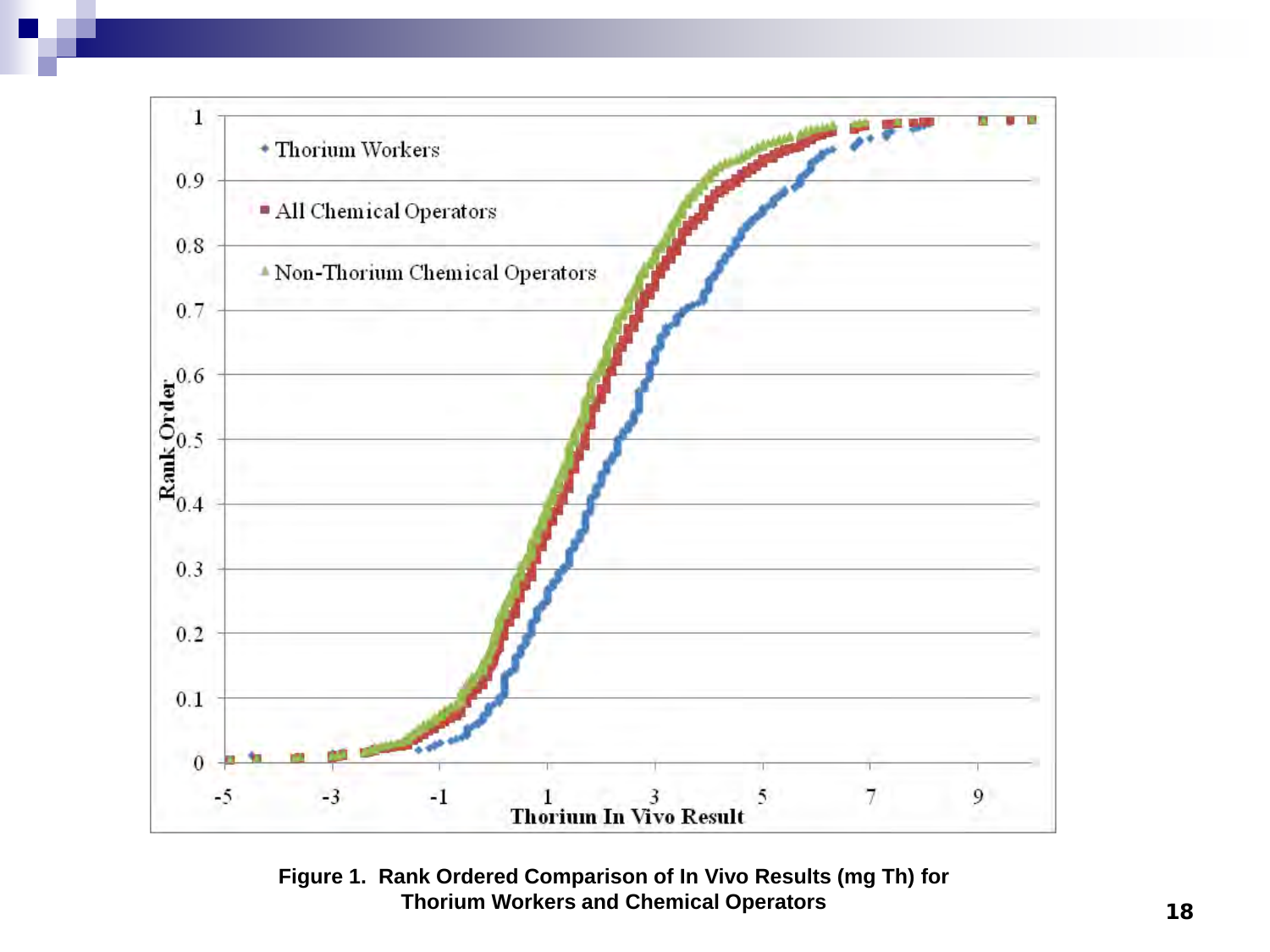Figure 1. Rank Ordered Comparison of In Vivo Results (mg Th) for Thorium Workers and Chemical Operators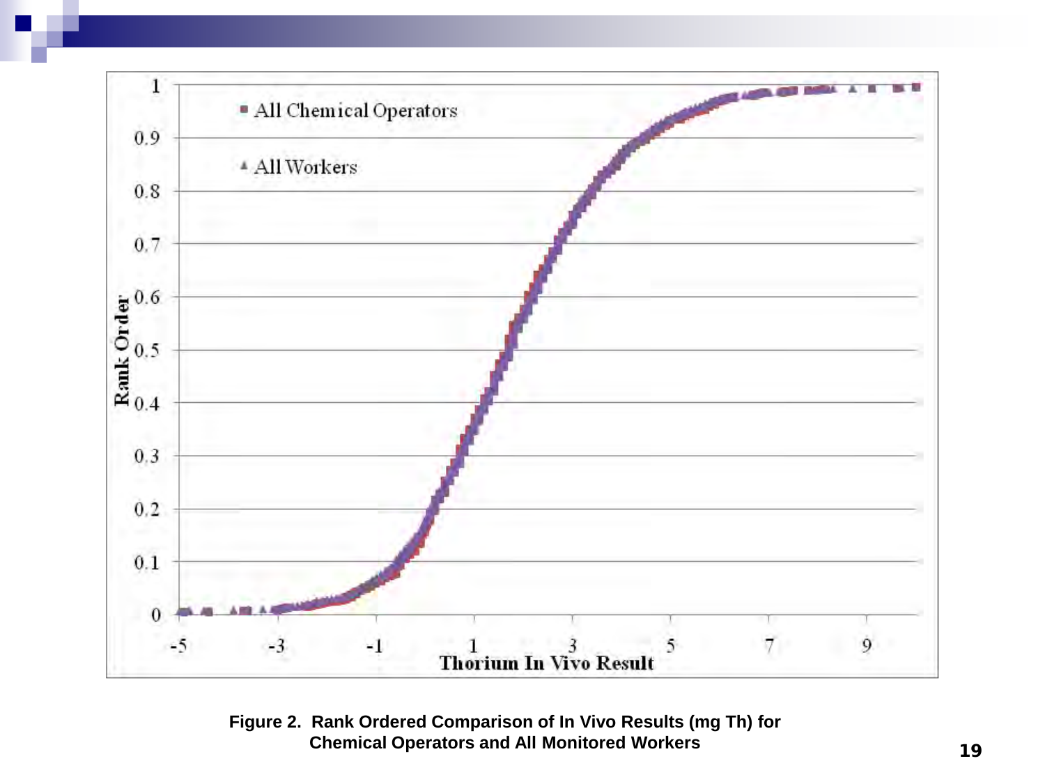Figure 2. Rank Ordered Comparison of In Vivo Results (mg Th) for Chemical Operators and All Monitored Workers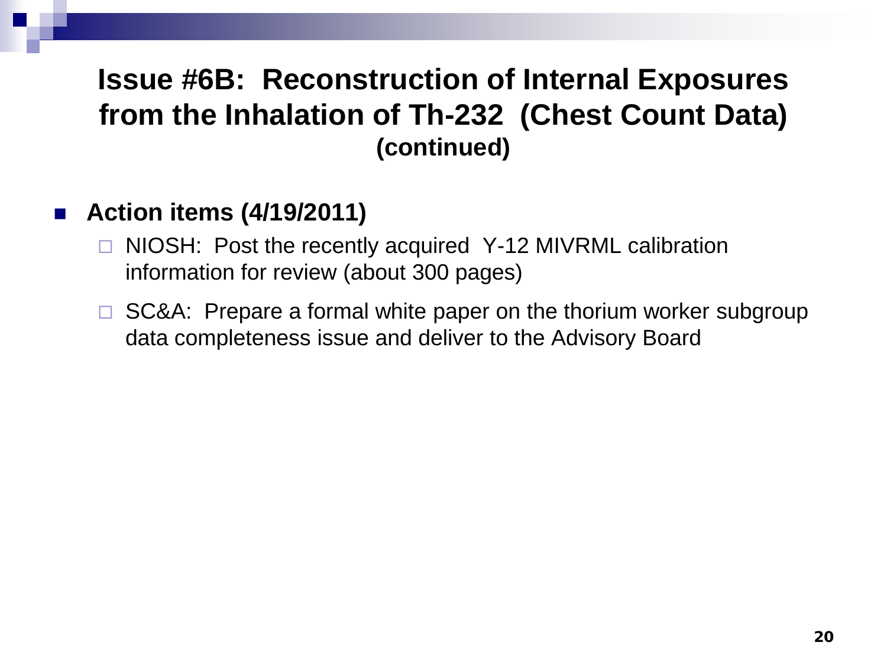# Issue #6B: Reconstruction of Internal Exposures from the Inhalation of Th-232 (Chest Count Data) (continued)

- **Action items (4/19/2011)**
  - NIOSH: Post the recently acquired Y-12 MIVRML calibration information for review (about 300 pages)
  - SC&A: Prepare a formal white paper on the thorium worker subgroup data completeness issue and deliver to the Advisory Board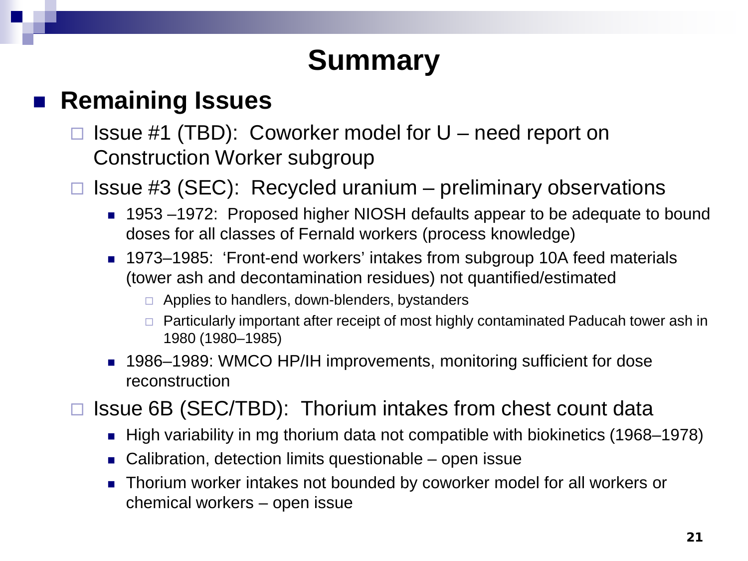# Summary

- **Remaining Issues**
  - Issue #1 (TBD): Coworker model for U – need report on Construction Worker subgroup
  - Issue #3 (SEC): Recycled uranium – preliminary observations
    - 1953 –1972: Proposed higher NIOSH defaults appear to be adequate to bound doses for all classes of Fernald workers (process knowledge)
    - 1973–1985: 'Front-end workers' intakes from subgroup 10A feed materials (tower ash and decontamination residues) not quantified/estimated
      - Applies to handlers, down-blenders, bystanders
      - Particularly important after receipt of most highly contaminated Paducah tower ash in 1980 (1980–1985)
    - 1986–1989: WMCO HP/IH improvements, monitoring sufficient for dose reconstruction
  - Issue 6B (SEC/TBD): Thorium intakes from chest count data
    - High variability in mg thorium data not compatible with biokinetics (1968–1978)
    - Calibration, detection limits questionable – open issue
    - Thorium worker intakes not bounded by coworker model for all workers or chemical workers – open issue